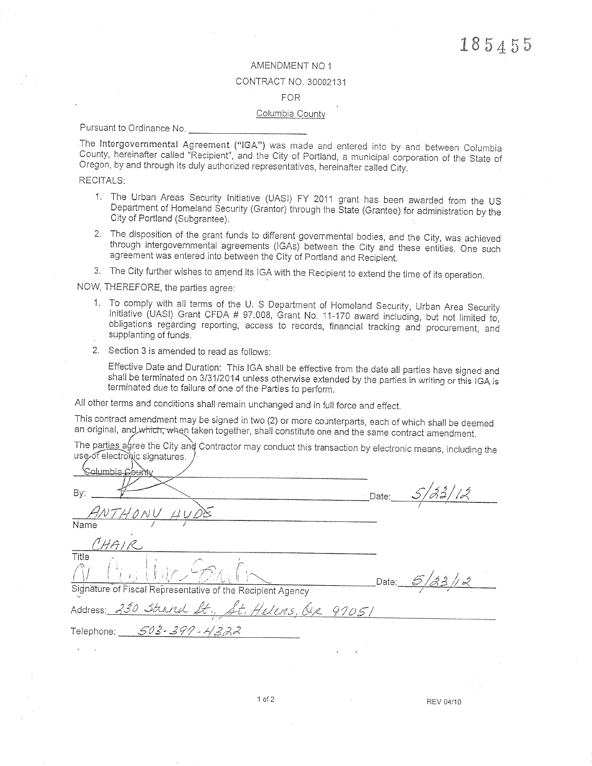185455

AMENDMENT NO 1

CONTRACT NO. 30002131

FOR

Columbia County

Pursuant to Ordinance No. ____________________

The Intergovernmental Agreement ("IGA") was made and entered into by and between Columbia County, hereinafter called "Recipient", and the City of Portland, a municipal corporation of the State of Oregon, by and through its duly authorized representatives, hereinafter called City.

RECITALS:

1. The Urban Areas Security Initiative (UASI) FY 2011 grant has been awarded from the US Department of Homeland Security (Grantor) through the State (Grantee) for administration by the City of Portland (Subgrantee).
2. The disposition of the grant funds to different governmental bodies, and the City, was achieved through intergovernmental agreements (IGAs) between the City and these entities. One such agreement was entered into between the City of Portland and Recipient.
3. The City further wishes to amend its IGA with the Recipient to extend the time of its operation.

NOW, THEREFORE, the parties agree:

1. To comply with all terms of the U. S Department of Homeland Security, Urban Area Security Initiative (UASI) Grant CFDA # 97.008, Grant No. 11-170 award including, but not limited to, obligations regarding reporting, access to records, financial tracking and procurement, and supplanting of funds.
2. Section 3 is amended to read as follows:

   Effective Date and Duration: This IGA shall be effective from the date all parties have signed and shall be terminated on 3/31/2014 unless otherwise extended by the parties in writing or this IGA is terminated due to failure of one of the Parties to perform.

All other terms and conditions shall remain unchanged and in full force and effect.

This contract amendment may be signed in two (2) or more counterparts, each of which shall be deemed an original, and which, when taken together, shall constitute one and the same contract amendment.

The parties agree the City and Contractor may conduct this transaction by electronic means, including the use of electronic signatures.

Columbia County

By: ____________________ Date: 5/23/12

ANTHONY HYDE
Name

CHAIR
Title

____________________ Date: 5/23/12
Signature of Fiscal Representative of the Recipient Agency

Address: 230 Strand St., St. Helens, OR 97051

Telephone: 503-397-4322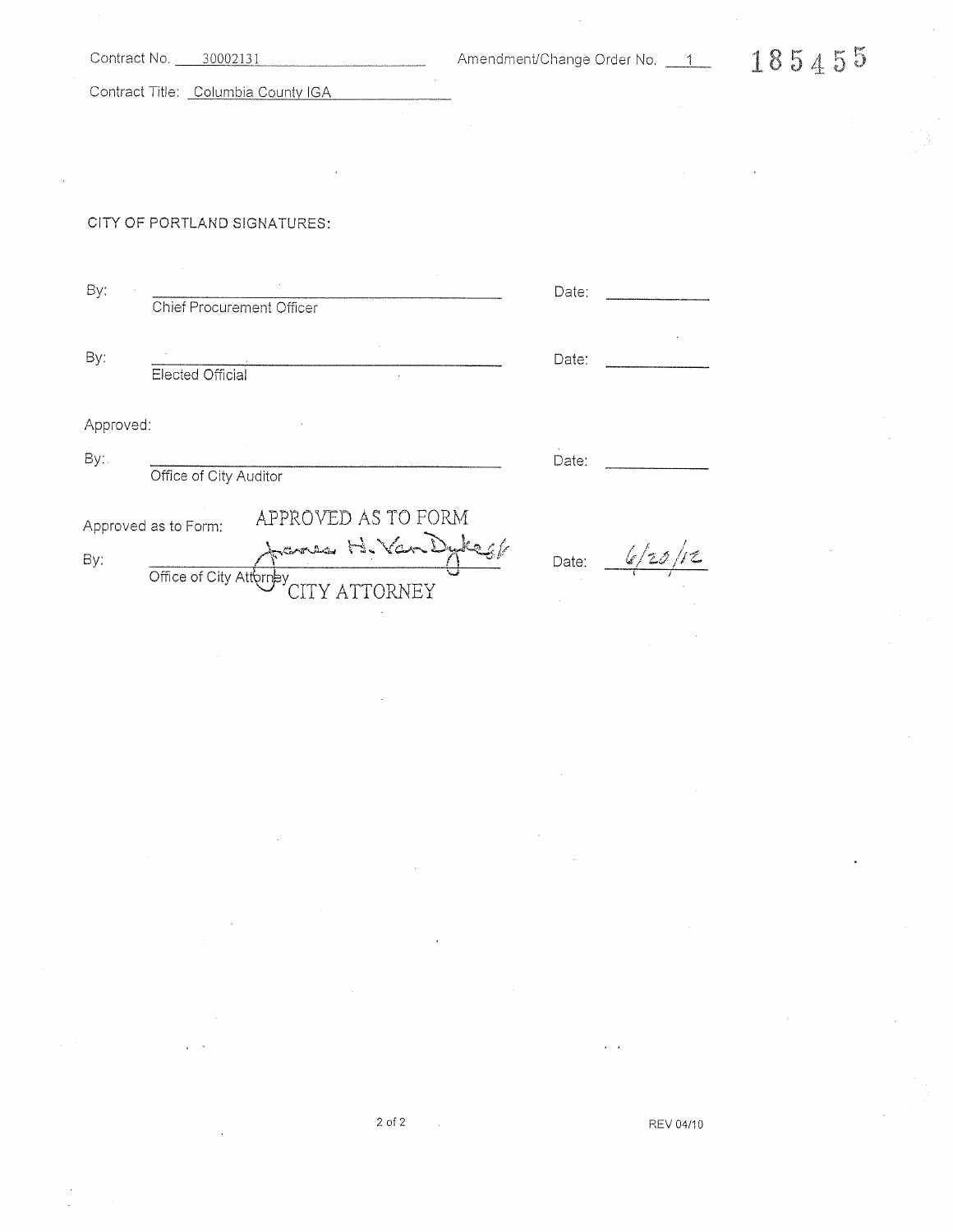Contract No. 30002131 Amendment/Change Order No. 1 185455

Contract Title: Columbia County IGA

CITY OF PORTLAND SIGNATURES:

By: ______________________________ Date: __________
Chief Procurement Officer

By: ______________________________ Date: __________
Elected Official

Approved:

By: ______________________________ Date: __________
Office of City Auditor

Approved as to Form: APPROVED AS TO FORM

By: James H. Van Dyke Date: 6/20/12
Office of City Attorney CITY ATTORNEY

REV 04/10